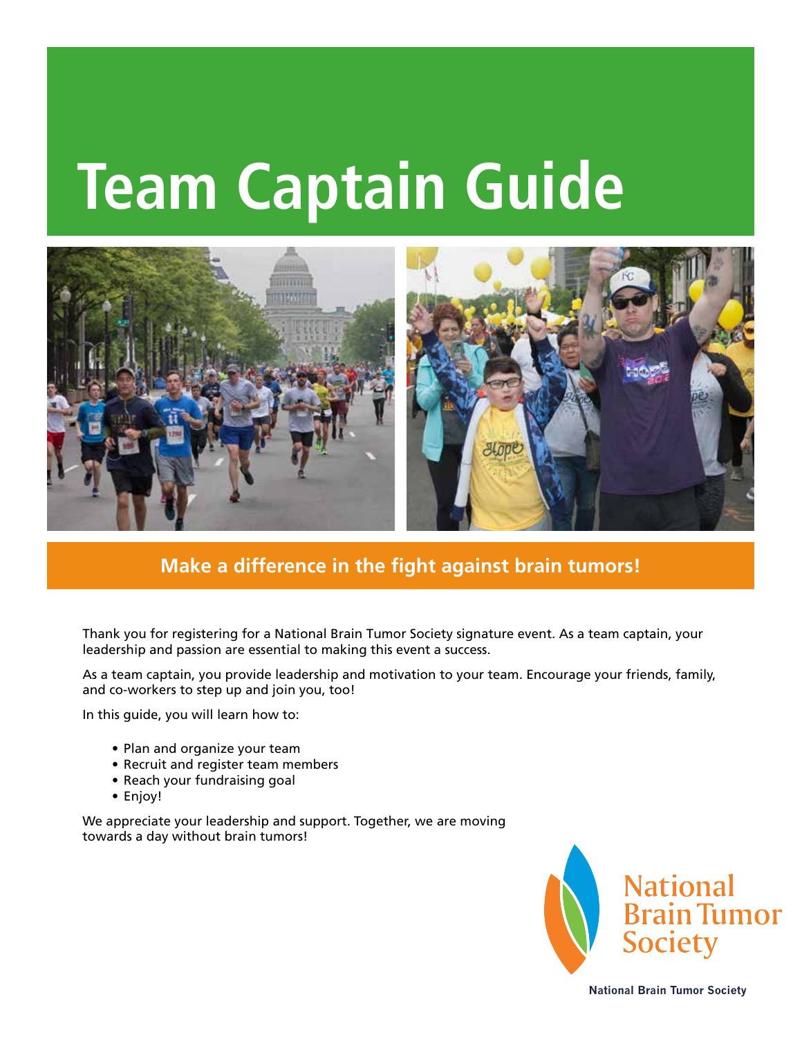# Team Captain Guide

## Make a difference in the fight against brain tumors!

Thank you for registering for a National Brain Tumor Society signature event. As a team captain, your leadership and passion are essential to making this event a success.

As a team captain, you provide leadership and motivation to your team. Encourage your friends, family, and co-workers to step up and join you, too!

In this guide, you will learn how to:

- Plan and organize your team
- Recruit and register team members
- Reach your fundraising goal
- Enjoy!

We appreciate your leadership and support. Together, we are moving towards a day without brain tumors!

National Brain Tumor Society

National Brain Tumor Society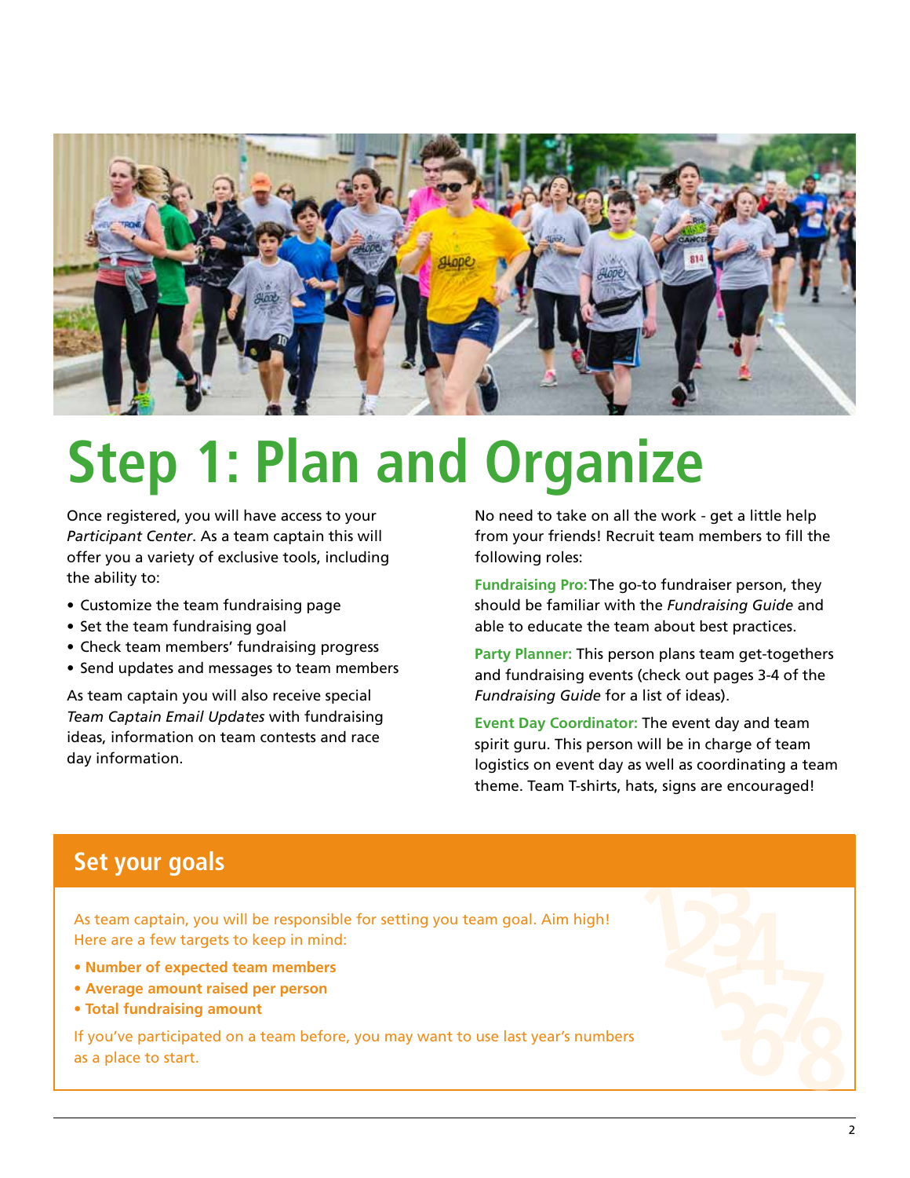# Step 1: Plan and Organize

Once registered, you will have access to your *Participant Center*. As a team captain this will offer you a variety of exclusive tools, including the ability to:

- Customize the team fundraising page
- Set the team fundraising goal
- Check team members' fundraising progress
- Send updates and messages to team members

As team captain you will also receive special *Team Captain Email Updates* with fundraising ideas, information on team contests and race day information.

No need to take on all the work - get a little help from your friends! Recruit team members to fill the following roles:

**Fundraising Pro:** The go-to fundraiser person, they should be familiar with the *Fundraising Guide* and able to educate the team about best practices.

**Party Planner:** This person plans team get-togethers and fundraising events (check out pages 3-4 of the *Fundraising Guide* for a list of ideas).

**Event Day Coordinator:** The event day and team spirit guru. This person will be in charge of team logistics on event day as well as coordinating a team theme. Team T-shirts, hats, signs are encouraged!

## Set your goals

As team captain, you will be responsible for setting you team goal. Aim high! Here are a few targets to keep in mind:

- **Number of expected team members**
- **Average amount raised per person**
- **Total fundraising amount**

If you've participated on a team before, you may want to use last year's numbers as a place to start.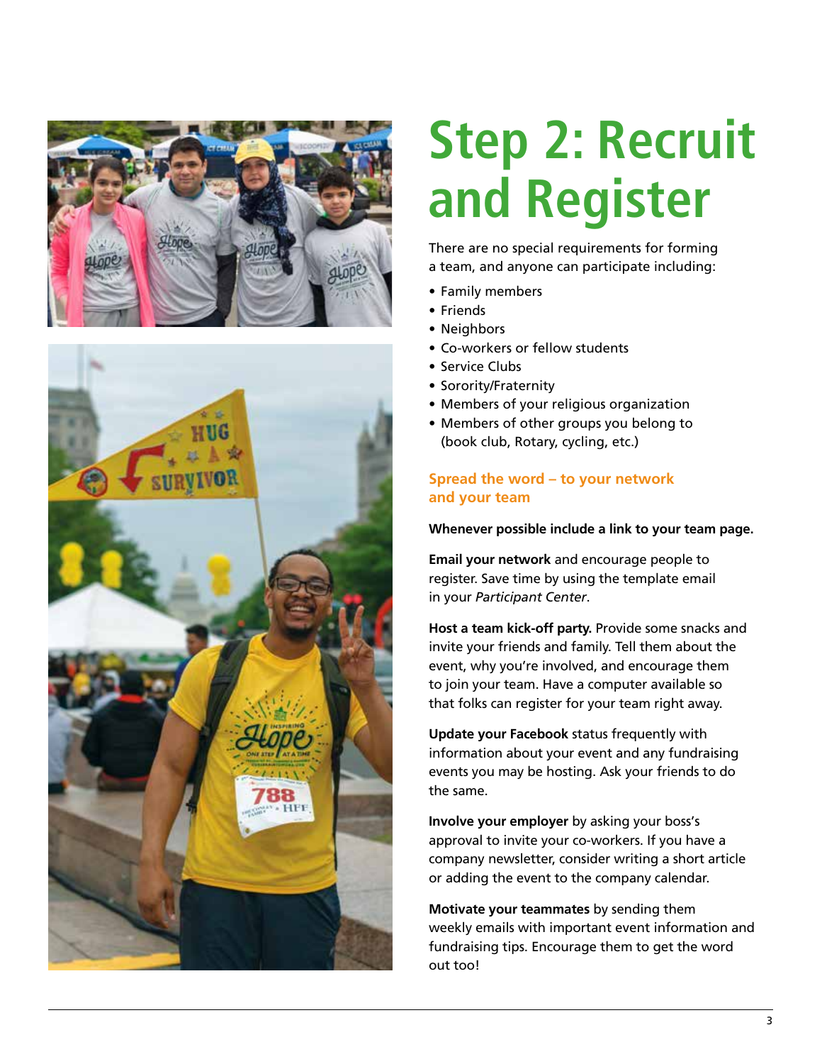# Step 2: Recruit and Register

There are no special requirements for forming a team, and anyone can participate including:

- Family members
- Friends
- Neighbors
- Co-workers or fellow students
- Service Clubs
- Sorority/Fraternity
- Members of your religious organization
- Members of other groups you belong to (book club, Rotary, cycling, etc.)

## Spread the word – to your network and your team

**Whenever possible include a link to your team page.**

**Email your network** and encourage people to register. Save time by using the template email in your *Participant Center*.

**Host a team kick-off party.** Provide some snacks and invite your friends and family. Tell them about the event, why you're involved, and encourage them to join your team. Have a computer available so that folks can register for your team right away.

**Update your Facebook** status frequently with information about your event and any fundraising events you may be hosting. Ask your friends to do the same.

**Involve your employer** by asking your boss's approval to invite your co-workers. If you have a company newsletter, consider writing a short article or adding the event to the company calendar.

**Motivate your teammates** by sending them weekly emails with important event information and fundraising tips. Encourage them to get the word out too!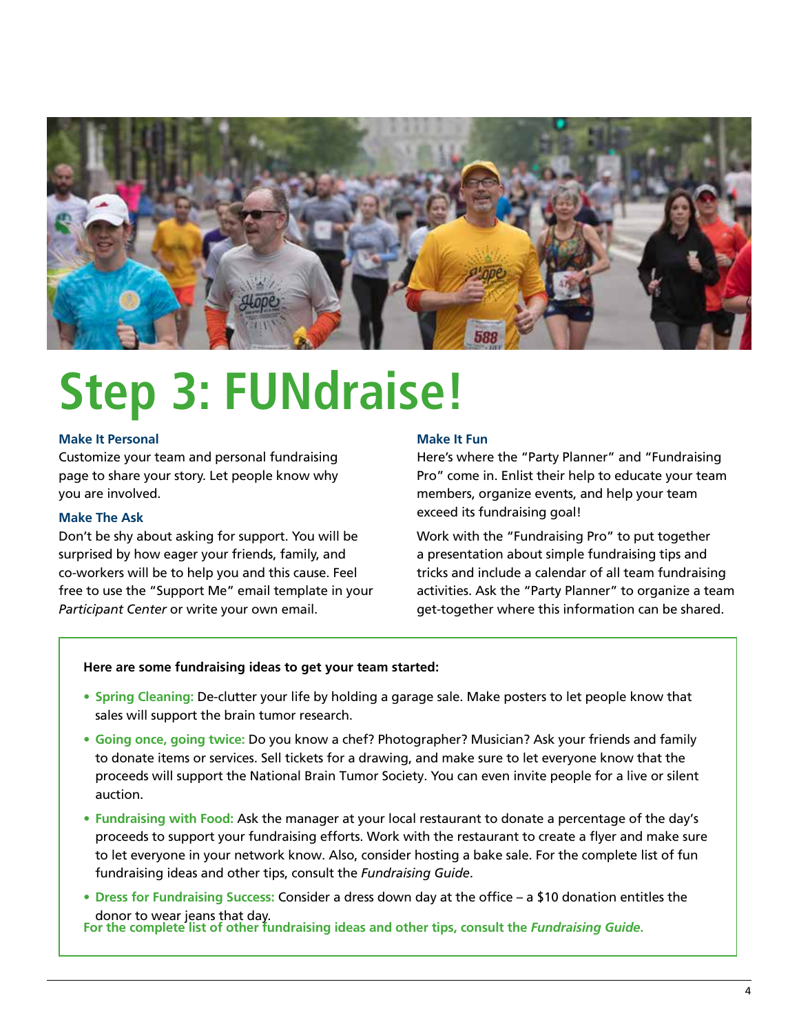# Step 3: FUNdraise!

### Make It Personal

Customize your team and personal fundraising page to share your story. Let people know why you are involved.

### Make The Ask

Don't be shy about asking for support. You will be surprised by how eager your friends, family, and co-workers will be to help you and this cause. Feel free to use the "Support Me" email template in your *Participant Center* or write your own email.

### Make It Fun

Here's where the "Party Planner" and "Fundraising Pro" come in. Enlist their help to educate your team members, organize events, and help your team exceed its fundraising goal!

Work with the "Fundraising Pro" to put together a presentation about simple fundraising tips and tricks and include a calendar of all team fundraising activities. Ask the "Party Planner" to organize a team get-together where this information can be shared.

**Here are some fundraising ideas to get your team started:**

- **Spring Cleaning:** De-clutter your life by holding a garage sale. Make posters to let people know that sales will support the brain tumor research.
- **Going once, going twice:** Do you know a chef? Photographer? Musician? Ask your friends and family to donate items or services. Sell tickets for a drawing, and make sure to let everyone know that the proceeds will support the National Brain Tumor Society. You can even invite people for a live or silent auction.
- **Fundraising with Food:** Ask the manager at your local restaurant to donate a percentage of the day's proceeds to support your fundraising efforts. Work with the restaurant to create a flyer and make sure to let everyone in your network know. Also, consider hosting a bake sale. For the complete list of fun fundraising ideas and other tips, consult the *Fundraising Guide*.
- **Dress for Fundraising Success:** Consider a dress down day at the office – a $10 donation entitles the donor to wear jeans that day.

**For the complete list of other fundraising ideas and other tips, consult the *Fundraising Guide*.**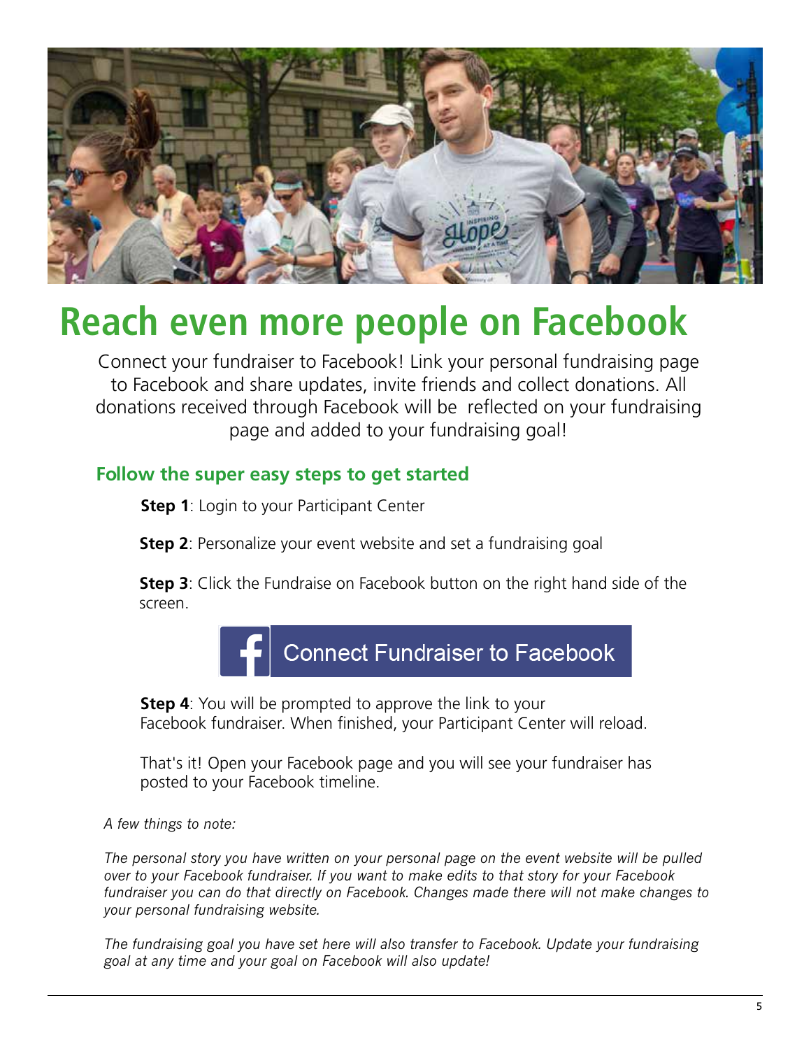# Reach even more people on Facebook

Connect your fundraiser to Facebook! Link your personal fundraising page to Facebook and share updates, invite friends and collect donations. All donations received through Facebook will be reflected on your fundraising page and added to your fundraising goal!

## Follow the super easy steps to get started

**Step 1**: Login to your Participant Center

**Step 2**: Personalize your event website and set a fundraising goal

**Step 3**: Click the Fundraise on Facebook button on the right hand side of the screen.

Connect Fundraiser to Facebook

**Step 4**: You will be prompted to approve the link to your Facebook fundraiser. When finished, your Participant Center will reload.

That's it! Open your Facebook page and you will see your fundraiser has posted to your Facebook timeline.

*A few things to note:*

*The personal story you have written on your personal page on the event website will be pulled over to your Facebook fundraiser. If you want to make edits to that story for your Facebook fundraiser you can do that directly on Facebook. Changes made there will not make changes to your personal fundraising website.*

*The fundraising goal you have set here will also transfer to Facebook. Update your fundraising goal at any time and your goal on Facebook will also update!*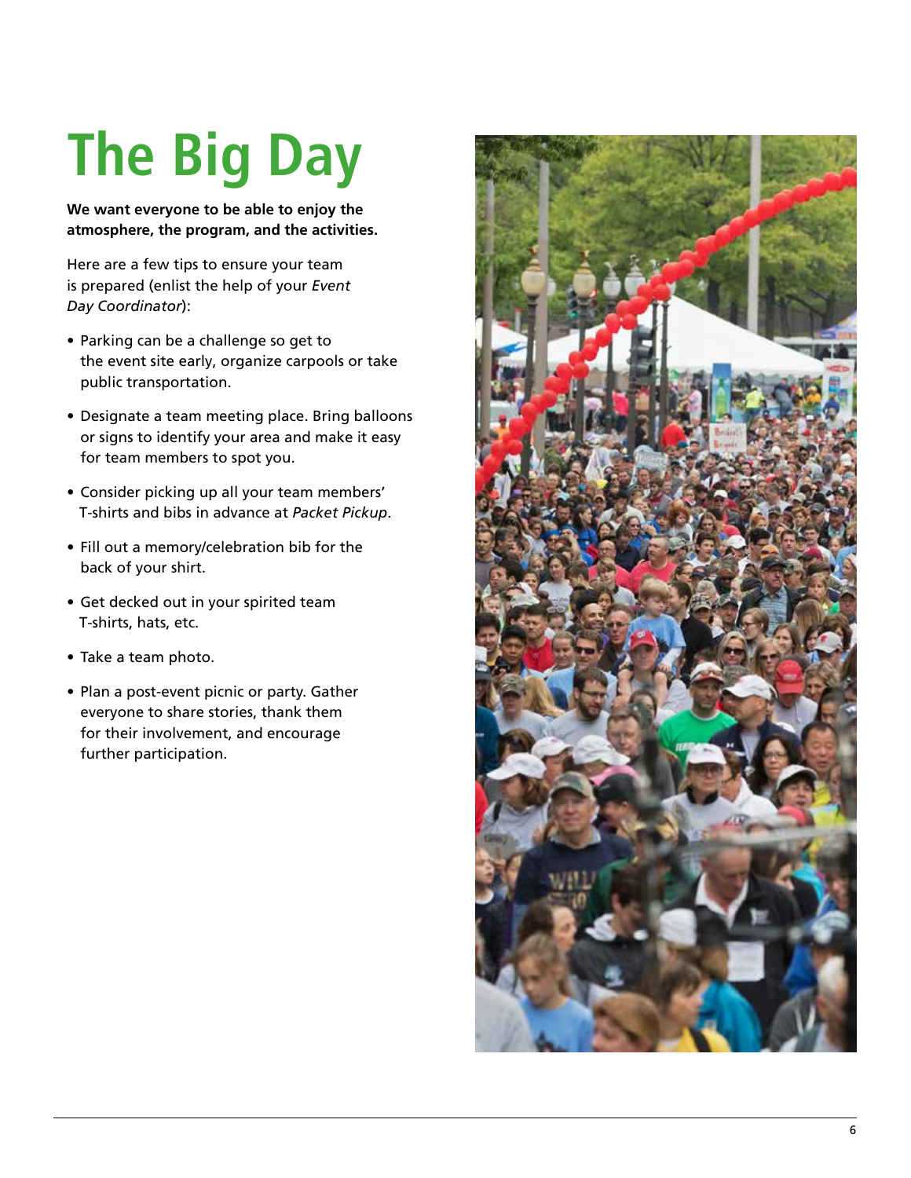# The Big Day

**We want everyone to be able to enjoy the atmosphere, the program, and the activities.**

Here are a few tips to ensure your team is prepared (enlist the help of your *Event Day Coordinator*):

- Parking can be a challenge so get to the event site early, organize carpools or take public transportation.
- Designate a team meeting place. Bring balloons or signs to identify your area and make it easy for team members to spot you.
- Consider picking up all your team members' T-shirts and bibs in advance at *Packet Pickup*.
- Fill out a memory/celebration bib for the back of your shirt.
- Get decked out in your spirited team T-shirts, hats, etc.
- Take a team photo.
- Plan a post-event picnic or party. Gather everyone to share stories, thank them for their involvement, and encourage further participation.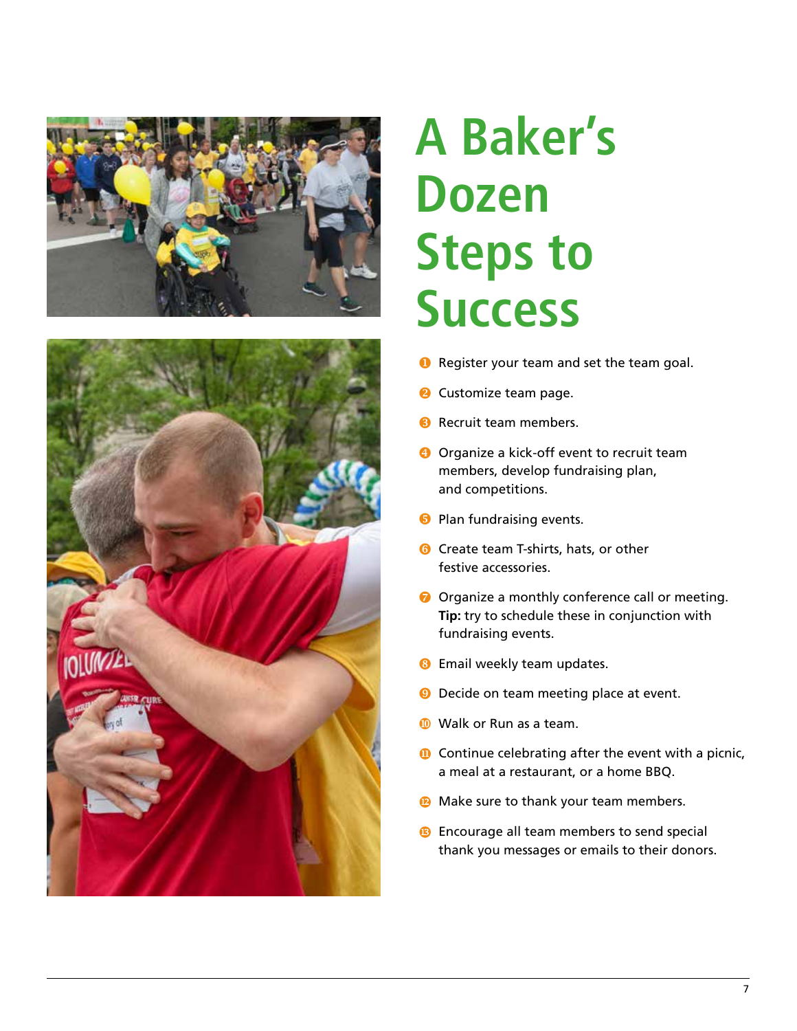# A Baker's Dozen Steps to Success

1. Register your team and set the team goal.
2. Customize team page.
3. Recruit team members.
4. Organize a kick-off event to recruit team members, develop fundraising plan, and competitions.
5. Plan fundraising events.
6. Create team T-shirts, hats, or other festive accessories.
7. Organize a monthly conference call or meeting. **Tip:** try to schedule these in conjunction with fundraising events.
8. Email weekly team updates.
9. Decide on team meeting place at event.
10. Walk or Run as a team.
11. Continue celebrating after the event with a picnic, a meal at a restaurant, or a home BBQ.
12. Make sure to thank your team members.
13. Encourage all team members to send special thank you messages or emails to their donors.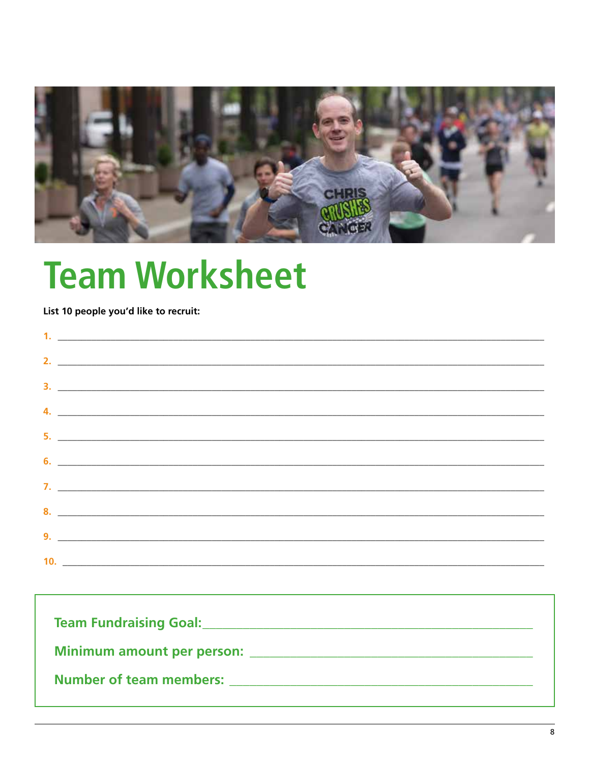# Team Worksheet

**List 10 people you'd like to recruit:**

1. ____________________________________________
2. ____________________________________________
3. ____________________________________________
4. ____________________________________________
5. ____________________________________________
6. ____________________________________________
7. ____________________________________________
8. ____________________________________________
9. ____________________________________________
10. ____________________________________________

**Team Fundraising Goal:** ____________________________________________

**Minimum amount per person:** ____________________________________________

**Number of team members:** ____________________________________________